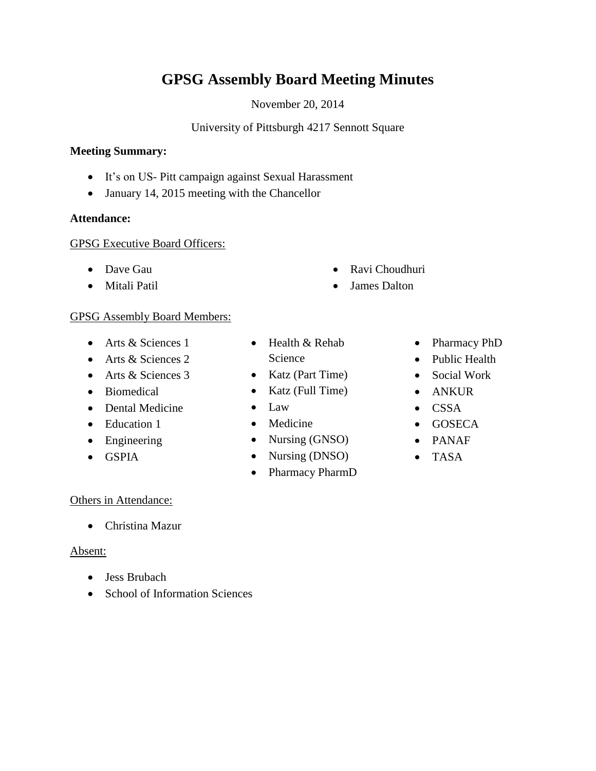# GPSG Assembly Board Meeting Minutes

November 20, 2014

University of Pittsburgh 4217 Sennott Square

**Meeting Summary:**

- It's on US- Pitt campaign against Sexual Harassment
- January 14, 2015 meeting with the Chancellor

**Attendance:**

GPSG Executive Board Officers:

- Dave Gau
- Mitali Patil
- Ravi Choudhuri
- James Dalton

GPSG Assembly Board Members:

- Arts & Sciences 1
- Arts & Sciences 2
- Arts & Sciences 3
- Biomedical
- Dental Medicine
- Education 1
- Engineering
- GSPIA
- Health & Rehab Science
- Katz (Part Time)
- Katz (Full Time)
- Law
- Medicine
- Nursing (GNSO)
- Nursing (DNSO)
- Pharmacy PharmD
- Pharmacy PhD
- Public Health
- Social Work
- ANKUR
- CSSA
- GOSECA
- PANAF
- TASA

Others in Attendance:

- Christina Mazur

Absent:

- Jess Brubach
- School of Information Sciences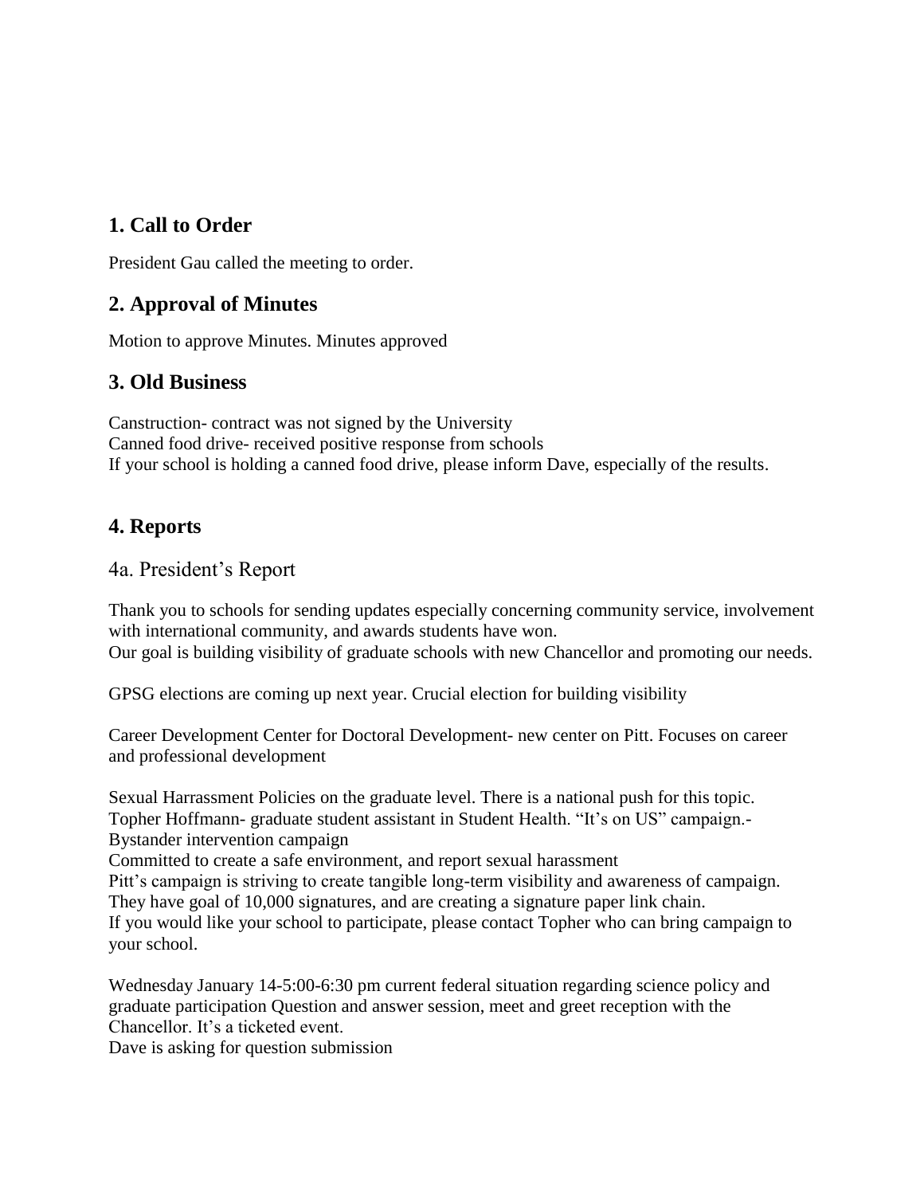## 1. Call to Order

President Gau called the meeting to order.

## 2. Approval of Minutes

Motion to approve Minutes. Minutes approved

## 3. Old Business

Canstruction- contract was not signed by the University
Canned food drive- received positive response from schools
If your school is holding a canned food drive, please inform Dave, especially of the results.

## 4. Reports

### 4a. President's Report

Thank you to schools for sending updates especially concerning community service, involvement with international community, and awards students have won.
Our goal is building visibility of graduate schools with new Chancellor and promoting our needs.

GPSG elections are coming up next year. Crucial election for building visibility

Career Development Center for Doctoral Development- new center on Pitt. Focuses on career and professional development

Sexual Harrassment Policies on the graduate level. There is a national push for this topic.
Topher Hoffmann- graduate student assistant in Student Health. "It's on US" campaign.- Bystander intervention campaign
Committed to create a safe environment, and report sexual harassment
Pitt's campaign is striving to create tangible long-term visibility and awareness of campaign.
They have goal of 10,000 signatures, and are creating a signature paper link chain.
If you would like your school to participate, please contact Topher who can bring campaign to your school.

Wednesday January 14-5:00-6:30 pm current federal situation regarding science policy and graduate participation Question and answer session, meet and greet reception with the Chancellor. It's a ticketed event.
Dave is asking for question submission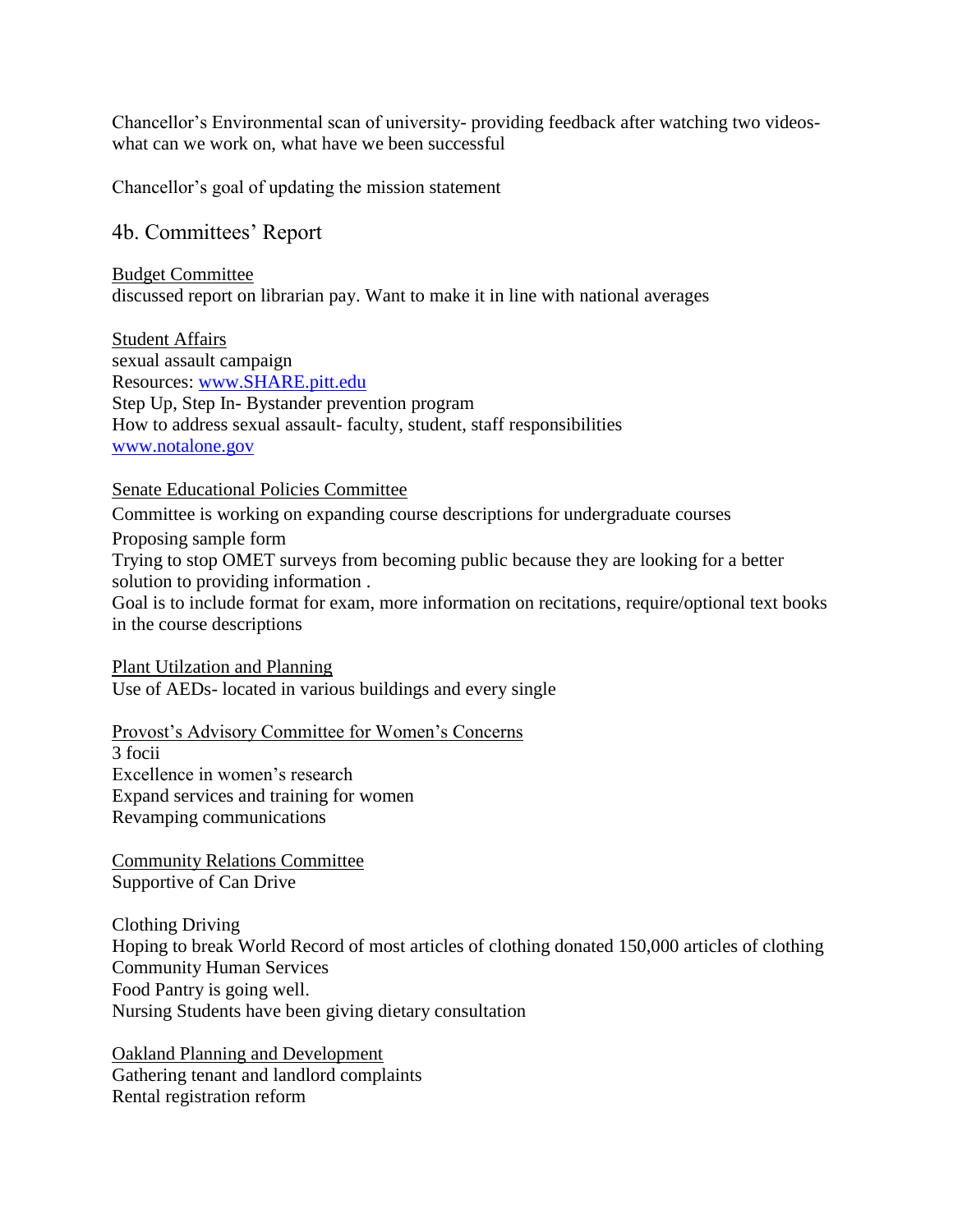Chancellor's Environmental scan of university- providing feedback after watching two videos- what can we work on, what have we been successful

Chancellor's goal of updating the mission statement

## 4b. Committees' Report

<u>Budget Committee</u>
discussed report on librarian pay. Want to make it in line with national averages

<u>Student Affairs</u>
sexual assault campaign
Resources: [www.SHARE.pitt.edu](http://www.SHARE.pitt.edu)
Step Up, Step In- Bystander prevention program
How to address sexual assault- faculty, student, staff responsibilities
[www.notalone.gov](http://www.notalone.gov)

<u>Senate Educational Policies Committee</u>
Committee is working on expanding course descriptions for undergraduate courses
Proposing sample form
Trying to stop OMET surveys from becoming public because they are looking for a better solution to providing information .
Goal is to include format for exam, more information on recitations, require/optional text books in the course descriptions

<u>Plant Utilzation and Planning</u>
Use of AEDs- located in various buildings and every single

<u>Provost's Advisory Committee for Women's Concerns</u>
3 focii
Excellence in women's research
Expand services and training for women
Revamping communications

<u>Community Relations Committee</u>
Supportive of Can Drive

Clothing Driving
Hoping to break World Record of most articles of clothing donated 150,000 articles of clothing
Community Human Services
Food Pantry is going well.
Nursing Students have been giving dietary consultation

<u>Oakland Planning and Development</u>
Gathering tenant and landlord complaints
Rental registration reform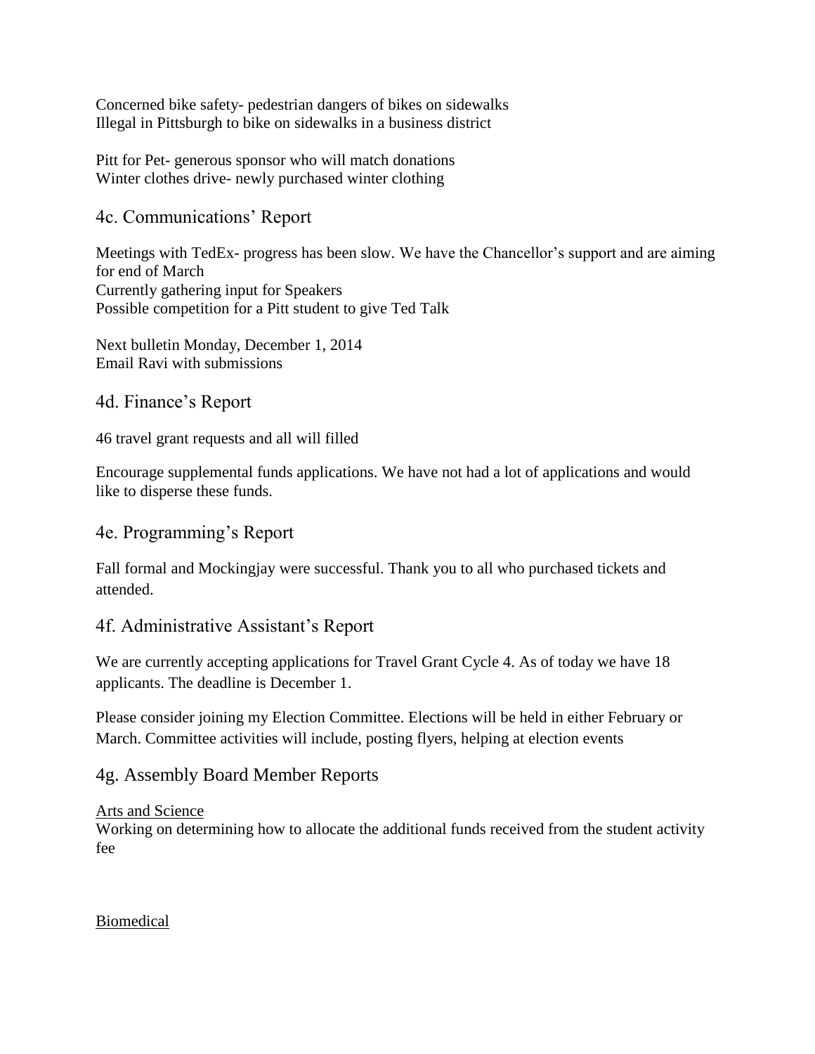Concerned bike safety- pedestrian dangers of bikes on sidewalks
Illegal in Pittsburgh to bike on sidewalks in a business district

Pitt for Pet- generous sponsor who will match donations
Winter clothes drive- newly purchased winter clothing

## 4c. Communications' Report

Meetings with TedEx- progress has been slow. We have the Chancellor's support and are aiming for end of March
Currently gathering input for Speakers
Possible competition for a Pitt student to give Ted Talk

Next bulletin Monday, December 1, 2014
Email Ravi with submissions

## 4d. Finance's Report

46 travel grant requests and all will filled

Encourage supplemental funds applications. We have not had a lot of applications and would like to disperse these funds.

## 4e. Programming's Report

Fall formal and Mockingjay were successful. Thank you to all who purchased tickets and attended.

## 4f. Administrative Assistant's Report

We are currently accepting applications for Travel Grant Cycle 4. As of today we have 18 applicants. The deadline is December 1.

Please consider joining my Election Committee. Elections will be held in either February or March. Committee activities will include, posting flyers, helping at election events

## 4g. Assembly Board Member Reports

<u>Arts and Science</u>
Working on determining how to allocate the additional funds received from the student activity fee

<u>Biomedical</u>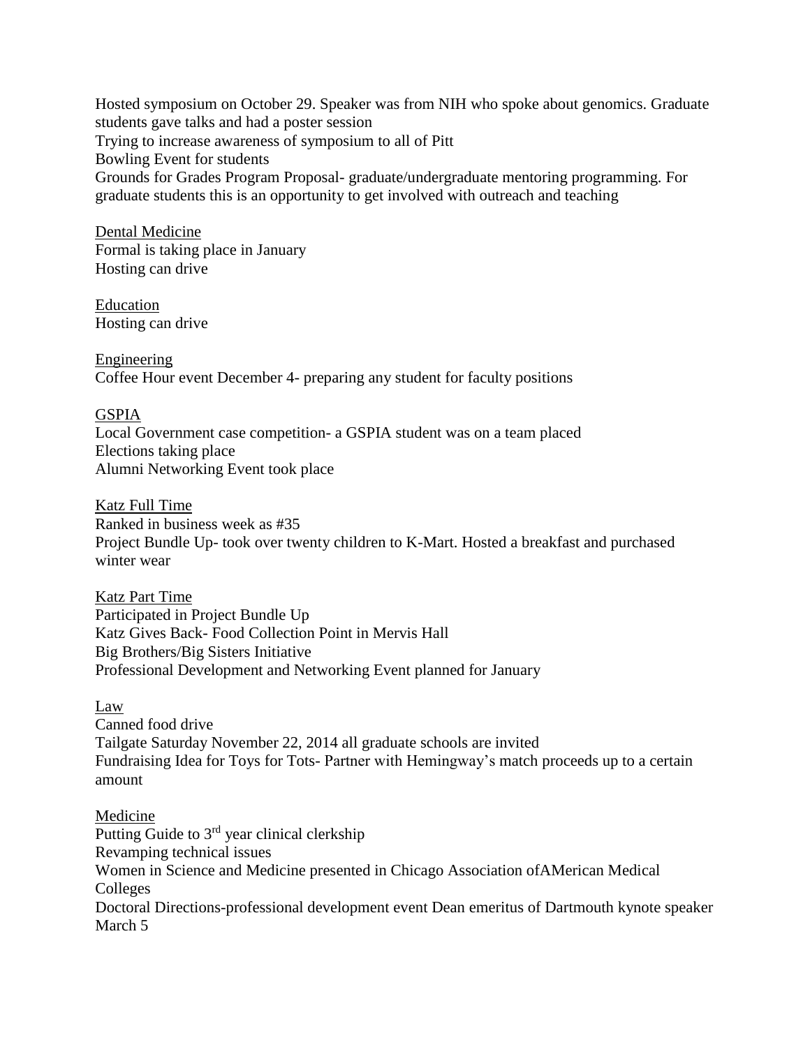Hosted symposium on October 29. Speaker was from NIH who spoke about genomics. Graduate students gave talks and had a poster session
Trying to increase awareness of symposium to all of Pitt
Bowling Event for students
Grounds for Grades Program Proposal- graduate/undergraduate mentoring programming. For graduate students this is an opportunity to get involved with outreach and teaching

Dental Medicine
Formal is taking place in January
Hosting can drive

Education
Hosting can drive

Engineering
Coffee Hour event December 4- preparing any student for faculty positions

GSPIA
Local Government case competition- a GSPIA student was on a team placed
Elections taking place
Alumni Networking Event took place

Katz Full Time
Ranked in business week as #35
Project Bundle Up- took over twenty children to K-Mart. Hosted a breakfast and purchased winter wear

Katz Part Time
Participated in Project Bundle Up
Katz Gives Back- Food Collection Point in Mervis Hall
Big Brothers/Big Sisters Initiative
Professional Development and Networking Event planned for January

Law
Canned food drive
Tailgate Saturday November 22, 2014 all graduate schools are invited
Fundraising Idea for Toys for Tots- Partner with Hemingway's match proceeds up to a certain amount

Medicine
Putting Guide to 3rd year clinical clerkship
Revamping technical issues
Women in Science and Medicine presented in Chicago Association ofAMerican Medical Colleges
Doctoral Directions-professional development event Dean emeritus of Dartmouth kynote speaker March 5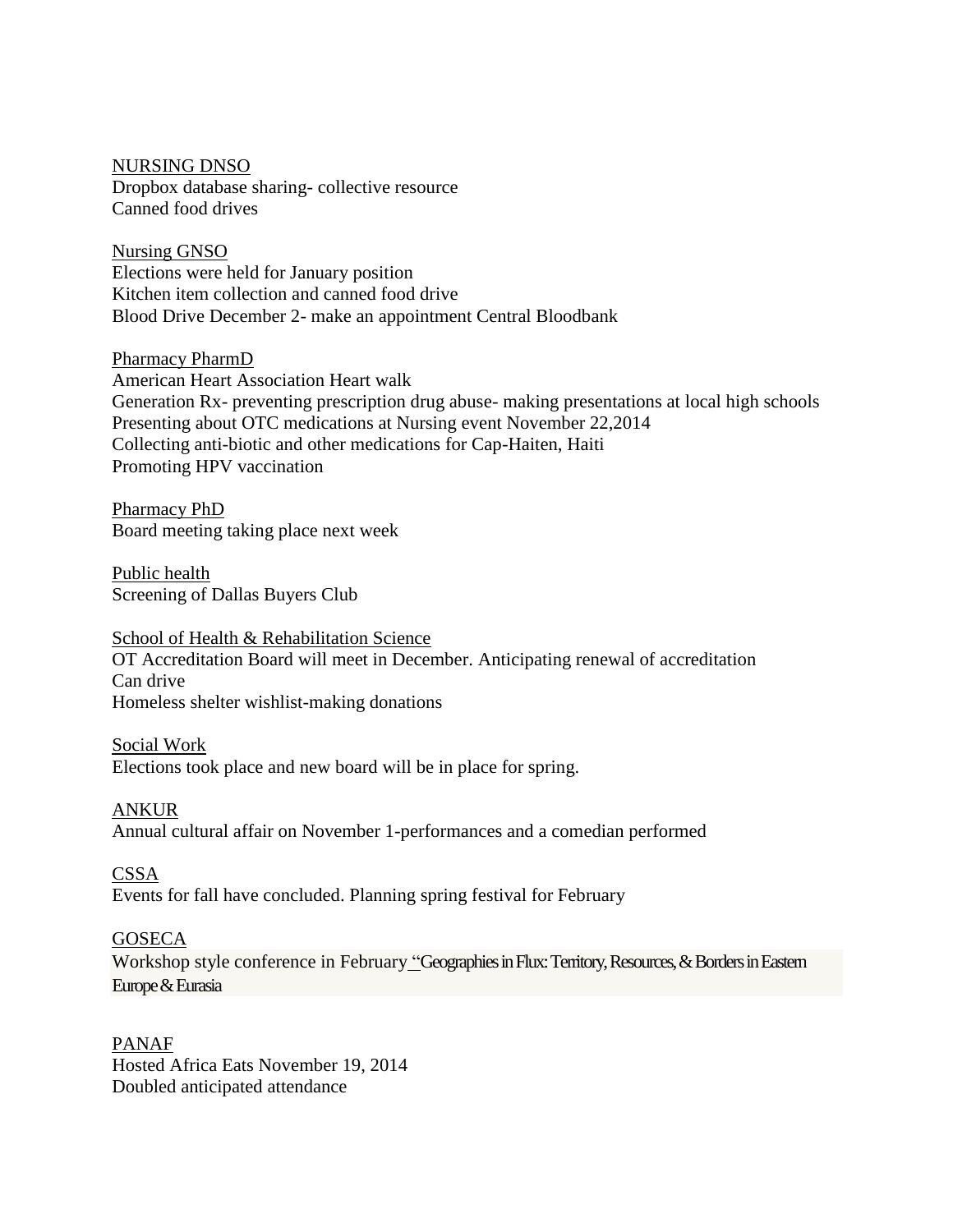NURSING DNSO

Dropbox database sharing- collective resource
Canned food drives

Nursing GNSO

Elections were held for January position
Kitchen item collection and canned food drive
Blood Drive December 2- make an appointment Central Bloodbank

Pharmacy PharmD

American Heart Association Heart walk
Generation Rx- preventing prescription drug abuse- making presentations at local high schools
Presenting about OTC medications at Nursing event November 22,2014
Collecting anti-biotic and other medications for Cap-Haiten, Haiti
Promoting HPV vaccination

Pharmacy PhD

Board meeting taking place next week

Public health

Screening of Dallas Buyers Club

School of Health & Rehabilitation Science

OT Accreditation Board will meet in December. Anticipating renewal of accreditation
Can drive
Homeless shelter wishlist-making donations

Social Work

Elections took place and new board will be in place for spring.

ANKUR

Annual cultural affair on November 1-performances and a comedian performed

CSSA

Events for fall have concluded. Planning spring festival for February

GOSECA

Workshop style conference in February "Geographies in Flux: Territory, Resources, & Borders in Eastern Europe & Eurasia

PANAF

Hosted Africa Eats November 19, 2014
Doubled anticipated attendance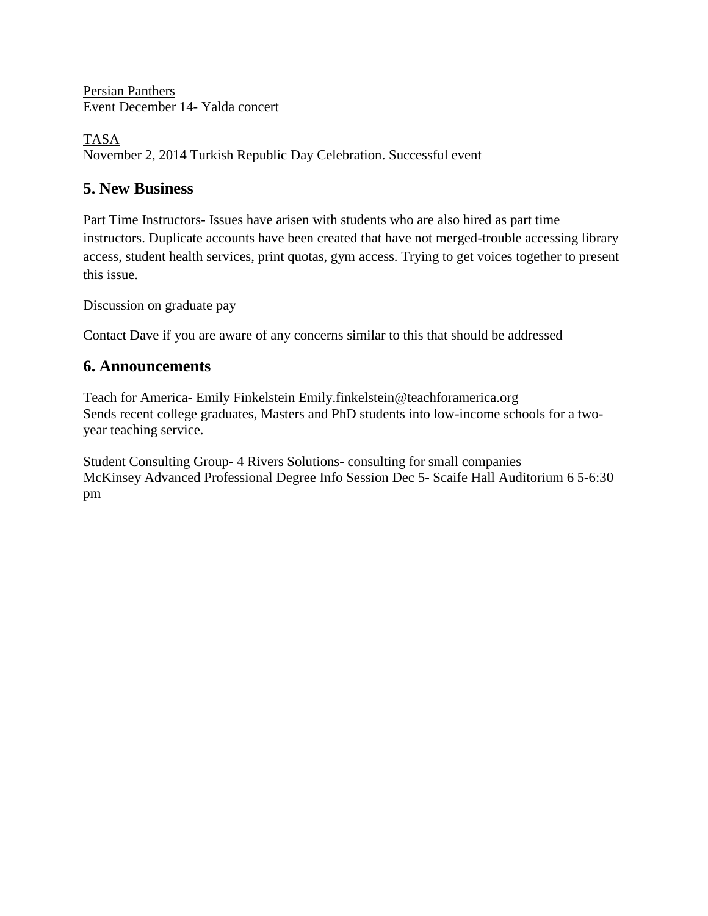Persian Panthers
Event December 14- Yalda concert

TASA
November 2, 2014 Turkish Republic Day Celebration. Successful event

## 5. New Business

Part Time Instructors- Issues have arisen with students who are also hired as part time instructors. Duplicate accounts have been created that have not merged-trouble accessing library access, student health services, print quotas, gym access. Trying to get voices together to present this issue.

Discussion on graduate pay

Contact Dave if you are aware of any concerns similar to this that should be addressed

## 6. Announcements

Teach for America- Emily Finkelstein Emily.finkelstein@teachforamerica.org
Sends recent college graduates, Masters and PhD students into low-income schools for a two-year teaching service.

Student Consulting Group- 4 Rivers Solutions- consulting for small companies
McKinsey Advanced Professional Degree Info Session Dec 5- Scaife Hall Auditorium 6 5-6:30 pm